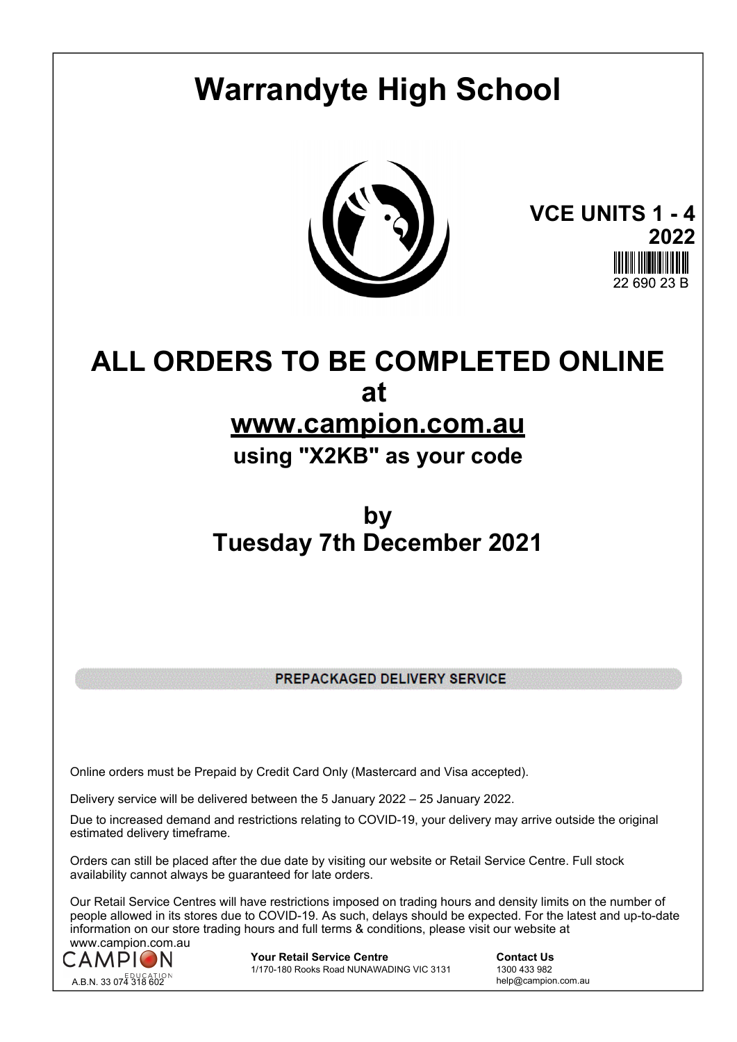# Warrandyte High School

**VCE UNITS 1 - 4**
**2022**

22 690 23 B

## ALL ORDERS TO BE COMPLETED ONLINE
## at
## www.campion.com.au
### using "X2KB" as your code

## by
## Tuesday 7th December 2021

**PREPACKAGED DELIVERY SERVICE**

Online orders must be Prepaid by Credit Card Only (Mastercard and Visa accepted).

Delivery service will be delivered between the 5 January 2022 – 25 January 2022.

Due to increased demand and restrictions relating to COVID-19, your delivery may arrive outside the original estimated delivery timeframe.

Orders can still be placed after the due date by visiting our website or Retail Service Centre. Full stock availability cannot always be guaranteed for late orders.

Our Retail Service Centres will have restrictions imposed on trading hours and density limits on the number of people allowed in its stores due to COVID-19. As such, delays should be expected. For the latest and up-to-date information on our store trading hours and full terms & conditions, please visit our website at www.campion.com.au

CAMPION EDUCATION
A.B.N. 33 074 318 602

**Your Retail Service Centre**
1/170-180 Rooks Road NUNAWADING VIC 3131

**Contact Us**
1300 433 982
help@campion.com.au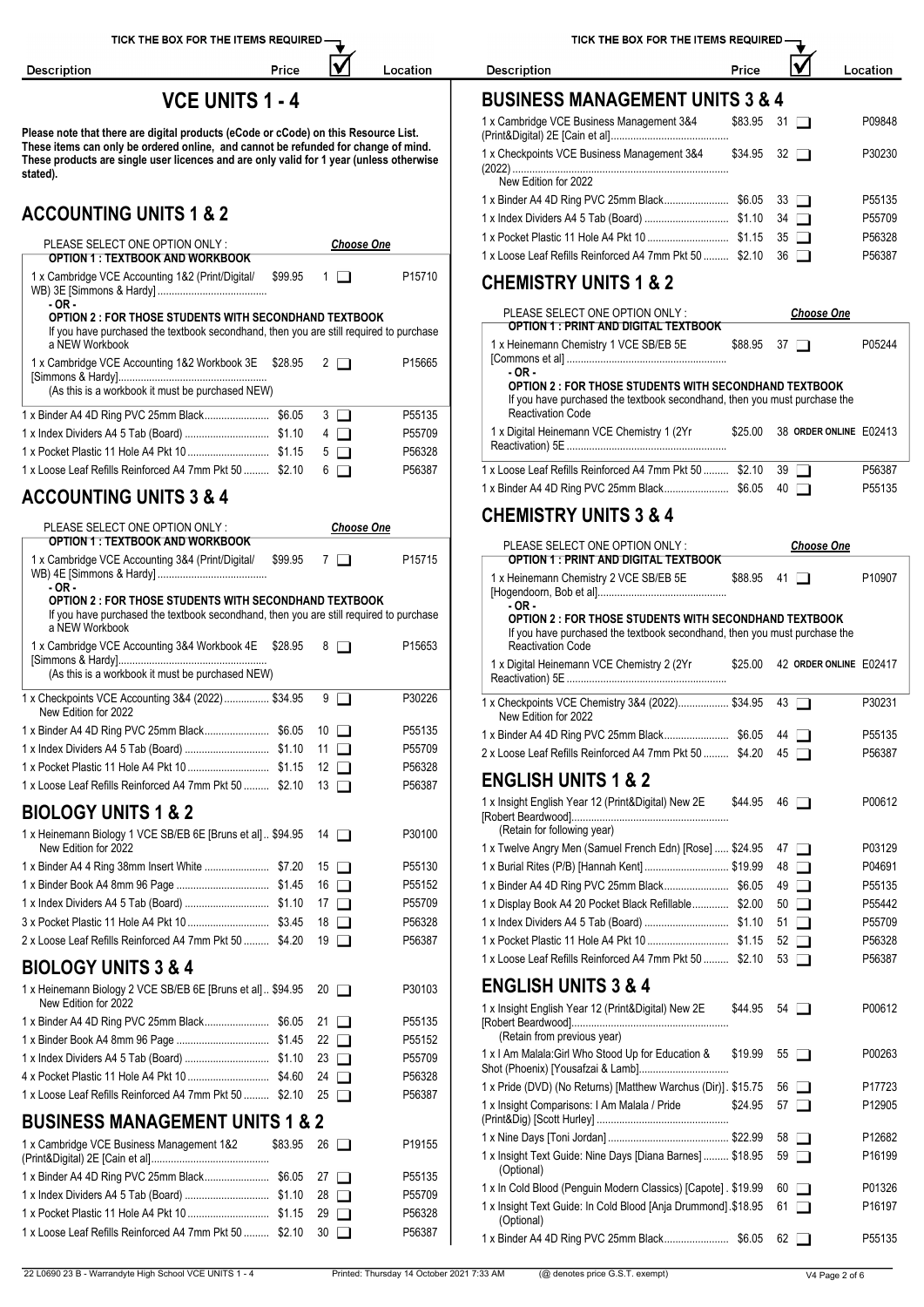TICK THE BOX FOR THE ITEMS REQUIRED

# VCE UNITS 1 - 4

**Please note that there are digital products (eCode or cCode) on this Resource List. These items can only be ordered online, and cannot be refunded for change of mind. These products are single user licences and are only valid for 1 year (unless otherwise stated).**

## ACCOUNTING UNITS 1 & 2

PLEASE SELECT ONE OPTION ONLY : ***Choose One***

**OPTION 1 : TEXTBOOK AND WORKBOOK**

| Description | Price | ☑ | Location |
|---|---|---|---|
| 1 x Cambridge VCE Accounting 1&2 (Print/Digital/ WB) 3E [Simmons & Hardy] | $99.95 | 1 ☐ | P15710 |

**- OR -**

**OPTION 2 : FOR THOSE STUDENTS WITH SECONDHAND TEXTBOOK**
If you have purchased the textbook secondhand, then you are still required to purchase a NEW Workbook

| Description | Price | ☑ | Location |
|---|---|---|---|
| 1 x Cambridge VCE Accounting 1&2 Workbook 3E [Simmons & Hardy] (As this is a workbook it must be purchased NEW) | $28.95 | 2 ☐ | P15665 |
| 1 x Binder A4 4D Ring PVC 25mm Black | $6.05 | 3 ☐ | P55135 |
| 1 x Index Dividers A4 5 Tab (Board) | $1.10 | 4 ☐ | P55709 |
| 1 x Pocket Plastic 11 Hole A4 Pkt 10 | $1.15 | 5 ☐ | P56328 |
| 1 x Loose Leaf Refills Reinforced A4 7mm Pkt 50 | $2.10 | 6 ☐ | P56387 |

## ACCOUNTING UNITS 3 & 4

PLEASE SELECT ONE OPTION ONLY : ***Choose One***

**OPTION 1 : TEXTBOOK AND WORKBOOK**

| Description | Price | ☑ | Location |
|---|---|---|---|
| 1 x Cambridge VCE Accounting 3&4 (Print/Digital/ WB) 4E [Simmons & Hardy] | $99.95 | 7 ☐ | P15715 |

**- OR -**

**OPTION 2 : FOR THOSE STUDENTS WITH SECONDHAND TEXTBOOK**
If you have purchased the textbook secondhand, then you are still required to purchase a NEW Workbook

| Description | Price | ☑ | Location |
|---|---|---|---|
| 1 x Cambridge VCE Accounting 3&4 Workbook 4E [Simmons & Hardy] (As this is a workbook it must be purchased NEW) | $28.95 | 8 ☐ | P15653 |
| 1 x Checkpoints VCE Accounting 3&4 (2022) New Edition for 2022 | $34.95 | 9 ☐ | P30226 |
| 1 x Binder A4 4D Ring PVC 25mm Black | $6.05 | 10 ☐ | P55135 |
| 1 x Index Dividers A4 5 Tab (Board) | $1.10 | 11 ☐ | P55709 |
| 1 x Pocket Plastic 11 Hole A4 Pkt 10 | $1.15 | 12 ☐ | P56328 |
| 1 x Loose Leaf Refills Reinforced A4 7mm Pkt 50 | $2.10 | 13 ☐ | P56387 |

## BIOLOGY UNITS 1 & 2

| Description | Price | ☑ | Location |
|---|---|---|---|
| 1 x Heinemann Biology 1 VCE SB/EB 6E [Bruns et al] New Edition for 2022 | $94.95 | 14 ☐ | P30100 |
| 1 x Binder A4 4 Ring 38mm Insert White | $7.20 | 15 ☐ | P55130 |
| 1 x Binder Book A4 8mm 96 Page | $1.45 | 16 ☐ | P55152 |
| 1 x Index Dividers A4 5 Tab (Board) | $1.10 | 17 ☐ | P55709 |
| 3 x Pocket Plastic 11 Hole A4 Pkt 10 | $3.45 | 18 ☐ | P56328 |
| 2 x Loose Leaf Refills Reinforced A4 7mm Pkt 50 | $4.20 | 19 ☐ | P56387 |

## BIOLOGY UNITS 3 & 4

| Description | Price | ☑ | Location |
|---|---|---|---|
| 1 x Heinemann Biology 2 VCE SB/EB 6E [Bruns et al] New Edition for 2022 | $94.95 | 20 ☐ | P30103 |
| 1 x Binder A4 4D Ring PVC 25mm Black | $6.05 | 21 ☐ | P55135 |
| 1 x Binder Book A4 8mm 96 Page | $1.45 | 22 ☐ | P55152 |
| 1 x Index Dividers A4 5 Tab (Board) | $1.10 | 23 ☐ | P55709 |
| 4 x Pocket Plastic 11 Hole A4 Pkt 10 | $4.60 | 24 ☐ | P56328 |
| 1 x Loose Leaf Refills Reinforced A4 7mm Pkt 50 | $2.10 | 25 ☐ | P56387 |

## BUSINESS MANAGEMENT UNITS 1 & 2

| Description | Price | ☑ | Location |
|---|---|---|---|
| 1 x Cambridge VCE Business Management 1&2 (Print&Digital) 2E [Cain et al] | $83.95 | 26 ☐ | P19155 |
| 1 x Binder A4 4D Ring PVC 25mm Black | $6.05 | 27 ☐ | P55135 |
| 1 x Index Dividers A4 5 Tab (Board) | $1.10 | 28 ☐ | P55709 |
| 1 x Pocket Plastic 11 Hole A4 Pkt 10 | $1.15 | 29 ☐ | P56328 |
| 1 x Loose Leaf Refills Reinforced A4 7mm Pkt 50 | $2.10 | 30 ☐ | P56387 |

## BUSINESS MANAGEMENT UNITS 3 & 4

| Description | Price | ☑ | Location |
|---|---|---|---|
| 1 x Cambridge VCE Business Management 3&4 (Print&Digital) 2E [Cain et al] | $83.95 | 31 ☐ | P09848 |
| 1 x Checkpoints VCE Business Management 3&4 (2022) New Edition for 2022 | $34.95 | 32 ☐ | P30230 |
| 1 x Binder A4 4D Ring PVC 25mm Black | $6.05 | 33 ☐ | P55135 |
| 1 x Index Dividers A4 5 Tab (Board) | $1.10 | 34 ☐ | P55709 |
| 1 x Pocket Plastic 11 Hole A4 Pkt 10 | $1.15 | 35 ☐ | P56328 |
| 1 x Loose Leaf Refills Reinforced A4 7mm Pkt 50 | $2.10 | 36 ☐ | P56387 |

## CHEMISTRY UNITS 1 & 2

PLEASE SELECT ONE OPTION ONLY : ***Choose One***

**OPTION 1 : PRINT AND DIGITAL TEXTBOOK**

| Description | Price | ☑ | Location |
|---|---|---|---|
| 1 x Heinemann Chemistry 1 VCE SB/EB 5E [Commons et al] | $88.95 | 37 ☐ | P05244 |

**- OR -**

**OPTION 2 : FOR THOSE STUDENTS WITH SECONDHAND TEXTBOOK**
If you have purchased the textbook secondhand, then you must purchase the Reactivation Code

| Description | Price | ☑ | Location |
|---|---|---|---|
| 1 x Digital Heinemann VCE Chemistry 1 (2Yr Reactivation) 5E | $25.00 | 38 **ORDER ONLINE** | E02413 |
| 1 x Loose Leaf Refills Reinforced A4 7mm Pkt 50 | $2.10 | 39 ☐ | P56387 |
| 1 x Binder A4 4D Ring PVC 25mm Black | $6.05 | 40 ☐ | P55135 |

## CHEMISTRY UNITS 3 & 4

PLEASE SELECT ONE OPTION ONLY : ***Choose One***

**OPTION 1 : PRINT AND DIGITAL TEXTBOOK**

| Description | Price | ☑ | Location |
|---|---|---|---|
| 1 x Heinemann Chemistry 2 VCE SB/EB 5E [Hogendoorn, Bob et al] | $88.95 | 41 ☐ | P10907 |

**- OR -**

**OPTION 2 : FOR THOSE STUDENTS WITH SECONDHAND TEXTBOOK**
If you have purchased the textbook secondhand, then you must purchase the Reactivation Code

| Description | Price | ☑ | Location |
|---|---|---|---|
| 1 x Digital Heinemann VCE Chemistry 2 (2Yr Reactivation) 5E | $25.00 | 42 **ORDER ONLINE** | E02417 |
| 1 x Checkpoints VCE Chemistry 3&4 (2022) New Edition for 2022 | $34.95 | 43 ☐ | P30231 |
| 1 x Binder A4 4D Ring PVC 25mm Black | $6.05 | 44 ☐ | P55135 |
| 2 x Loose Leaf Refills Reinforced A4 7mm Pkt 50 | $4.20 | 45 ☐ | P56387 |

## ENGLISH UNITS 1 & 2

| Description | Price | ☑ | Location |
|---|---|---|---|
| 1 x Insight English Year 12 (Print&Digital) New 2E [Robert Beardwood] (Retain for following year) | $44.95 | 46 ☐ | P00612 |
| 1 x Twelve Angry Men (Samuel French Edn) [Rose] | $24.95 | 47 ☐ | P03129 |
| 1 x Burial Rites (P/B) [Hannah Kent] | $19.99 | 48 ☐ | P04691 |
| 1 x Binder A4 4D Ring PVC 25mm Black | $6.05 | 49 ☐ | P55135 |
| 1 x Display Book A4 20 Pocket Black Refillable | $2.00 | 50 ☐ | P55442 |
| 1 x Index Dividers A4 5 Tab (Board) | $1.10 | 51 ☐ | P55709 |
| 1 x Pocket Plastic 11 Hole A4 Pkt 10 | $1.15 | 52 ☐ | P56328 |
| 1 x Loose Leaf Refills Reinforced A4 7mm Pkt 50 | $2.10 | 53 ☐ | P56387 |

## ENGLISH UNITS 3 & 4

| Description | Price | ☑ | Location |
|---|---|---|---|
| 1 x Insight English Year 12 (Print&Digital) New 2E [Robert Beardwood] (Retain from previous year) | $44.95 | 54 ☐ | P00612 |
| 1 x I Am Malala:Girl Who Stood Up for Education & Shot (Phoenix) [Yousafzai & Lamb] | $19.99 | 55 ☐ | P00263 |
| 1 x Pride (DVD) (No Returns) [Matthew Warchus (Dir)] | $15.75 | 56 ☐ | P17723 |
| 1 x Insight Comparisons: I Am Malala / Pride (Print&Dig) [Scott Hurley] | $24.95 | 57 ☐ | P12905 |
| 1 x Nine Days [Toni Jordan] | $22.99 | 58 ☐ | P12682 |
| 1 x Insight Text Guide: Nine Days [Diana Barnes] (Optional) | $18.95 | 59 ☐ | P16199 |
| 1 x In Cold Blood (Penguin Modern Classics) [Capote] | $19.99 | 60 ☐ | P01326 |
| 1 x Insight Text Guide: In Cold Blood [Anja Drummond] (Optional) | $18.95 | 61 ☐ | P16197 |
| 1 x Binder A4 4D Ring PVC 25mm Black | $6.05 | 62 ☐ | P55135 |

22 L0690 23 B - Warrandyte High School VCE UNITS 1 - 4 Printed: Thursday 14 October 2021 7:33 AM (@ denotes price G.S.T. exempt)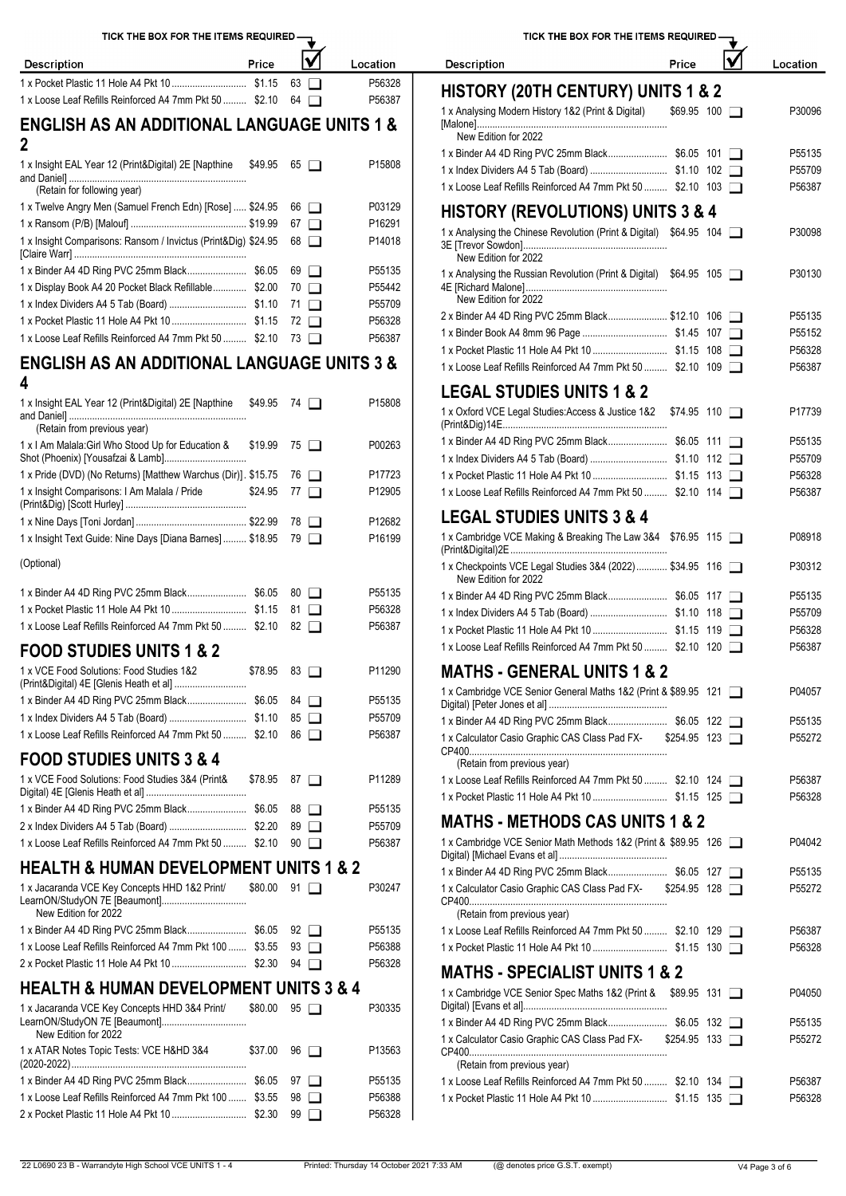| Description | Price | ☑ | Location |
|---|---|---|---|
| 1 x Pocket Plastic 11 Hole A4 Pkt 10 | $1.15 | 63 ❑ | P56328 |
| 1 x Loose Leaf Refills Reinforced A4 7mm Pkt 50 | $2.10 | 64 ❑ | P56387 |

## ENGLISH AS AN ADDITIONAL LANGUAGE UNITS 1 & 2

| Description | Price | ☑ | Location |
|---|---|---|---|
| 1 x Insight EAL Year 12 (Print&Digital) 2E [Napthine and Daniel] (Retain for following year) | $49.95 | 65 ❑ | P15808 |
| 1 x Twelve Angry Men (Samuel French Edn) [Rose] | $24.95 | 66 ❑ | P03129 |
| 1 x Ransom (P/B) [Malouf] | $19.99 | 67 ❑ | P16291 |
| 1 x Insight Comparisons: Ransom / Invictus (Print&Dig) [Claire Warr] | $24.95 | 68 ❑ | P14018 |
| 1 x Binder A4 4D Ring PVC 25mm Black | $6.05 | 69 ❑ | P55135 |
| 1 x Display Book A4 20 Pocket Black Refillable | $2.00 | 70 ❑ | P55442 |
| 1 x Index Dividers A4 5 Tab (Board) | $1.10 | 71 ❑ | P55709 |
| 1 x Pocket Plastic 11 Hole A4 Pkt 10 | $1.15 | 72 ❑ | P56328 |
| 1 x Loose Leaf Refills Reinforced A4 7mm Pkt 50 | $2.10 | 73 ❑ | P56387 |

## ENGLISH AS AN ADDITIONAL LANGUAGE UNITS 3 & 4

| Description | Price | ☑ | Location |
|---|---|---|---|
| 1 x Insight EAL Year 12 (Print&Digital) 2E [Napthine and Daniel] (Retain from previous year) | $49.95 | 74 ❑ | P15808 |
| 1 x I Am Malala:Girl Who Stood Up for Education & Shot (Phoenix) [Yousafzai & Lamb] | $19.99 | 75 ❑ | P00263 |
| 1 x Pride (DVD) (No Returns) [Matthew Warchus (Dir)] | $15.75 | 76 ❑ | P17723 |
| 1 x Insight Comparisons: I Am Malala / Pride (Print&Dig) [Scott Hurley] | $24.95 | 77 ❑ | P12905 |
| 1 x Nine Days [Toni Jordan] | $22.99 | 78 ❑ | P12682 |
| 1 x Insight Text Guide: Nine Days [Diana Barnes] | $18.95 | 79 ❑ | P16199 |
| (Optional) | | | |
| 1 x Binder A4 4D Ring PVC 25mm Black | $6.05 | 80 ❑ | P55135 |
| 1 x Pocket Plastic 11 Hole A4 Pkt 10 | $1.15 | 81 ❑ | P56328 |
| 1 x Loose Leaf Refills Reinforced A4 7mm Pkt 50 | $2.10 | 82 ❑ | P56387 |

## FOOD STUDIES UNITS 1 & 2

| Description | Price | ☑ | Location |
|---|---|---|---|
| 1 x VCE Food Solutions: Food Studies 1&2 (Print&Digital) 4E [Glenis Heath et al] | $78.95 | 83 ❑ | P11290 |
| 1 x Binder A4 4D Ring PVC 25mm Black | $6.05 | 84 ❑ | P55135 |
| 1 x Index Dividers A4 5 Tab (Board) | $1.10 | 85 ❑ | P55709 |
| 1 x Loose Leaf Refills Reinforced A4 7mm Pkt 50 | $2.10 | 86 ❑ | P56387 |

## FOOD STUDIES UNITS 3 & 4

| Description | Price | ☑ | Location |
|---|---|---|---|
| 1 x VCE Food Solutions: Food Studies 3&4 (Print& Digital) 4E [Glenis Heath et al] | $78.95 | 87 ❑ | P11289 |
| 1 x Binder A4 4D Ring PVC 25mm Black | $6.05 | 88 ❑ | P55135 |
| 2 x Index Dividers A4 5 Tab (Board) | $2.20 | 89 ❑ | P55709 |
| 1 x Loose Leaf Refills Reinforced A4 7mm Pkt 50 | $2.10 | 90 ❑ | P56387 |

## HEALTH & HUMAN DEVELOPMENT UNITS 1 & 2

| Description | Price | ☑ | Location |
|---|---|---|---|
| 1 x Jacaranda VCE Key Concepts HHD 1&2 Print/ LearnON/StudyON 7E [Beaumont] New Edition for 2022 | $80.00 | 91 ❑ | P30247 |
| 1 x Binder A4 4D Ring PVC 25mm Black | $6.05 | 92 ❑ | P55135 |
| 1 x Loose Leaf Refills Reinforced A4 7mm Pkt 100 | $3.55 | 93 ❑ | P56388 |
| 2 x Pocket Plastic 11 Hole A4 Pkt 10 | $2.30 | 94 ❑ | P56328 |

## HEALTH & HUMAN DEVELOPMENT UNITS 3 & 4

| Description | Price | ☑ | Location |
|---|---|---|---|
| 1 x Jacaranda VCE Key Concepts HHD 3&4 Print/ LearnON/StudyON 7E [Beaumont] New Edition for 2022 | $80.00 | 95 ❑ | P30335 |
| 1 x ATAR Notes Topic Tests: VCE H&HD 3&4 (2020-2022) | $37.00 | 96 ❑ | P13563 |
| 1 x Binder A4 4D Ring PVC 25mm Black | $6.05 | 97 ❑ | P55135 |
| 1 x Loose Leaf Refills Reinforced A4 7mm Pkt 100 | $3.55 | 98 ❑ | P56388 |
| 2 x Pocket Plastic 11 Hole A4 Pkt 10 | $2.30 | 99 ❑ | P56328 |

## HISTORY (20TH CENTURY) UNITS 1 & 2

| Description | Price | ☑ | Location |
|---|---|---|---|
| 1 x Analysing Modern History 1&2 (Print & Digital) [Malone] New Edition for 2022 | $69.95 | 100 ❑ | P30096 |
| 1 x Binder A4 4D Ring PVC 25mm Black | $6.05 | 101 ❑ | P55135 |
| 1 x Index Dividers A4 5 Tab (Board) | $1.10 | 102 ❑ | P55709 |
| 1 x Loose Leaf Refills Reinforced A4 7mm Pkt 50 | $2.10 | 103 ❑ | P56387 |

## HISTORY (REVOLUTIONS) UNITS 3 & 4

| Description | Price | ☑ | Location |
|---|---|---|---|
| 1 x Analysing the Chinese Revolution (Print & Digital) 3E [Trevor Sowdon] New Edition for 2022 | $64.95 | 104 ❑ | P30098 |
| 1 x Analysing the Russian Revolution (Print & Digital) 4E [Richard Malone] New Edition for 2022 | $64.95 | 105 ❑ | P30130 |
| 2 x Binder A4 4D Ring PVC 25mm Black | $12.10 | 106 ❑ | P55135 |
| 1 x Binder Book A4 8mm 96 Page | $1.45 | 107 ❑ | P55152 |
| 1 x Pocket Plastic 11 Hole A4 Pkt 10 | $1.15 | 108 ❑ | P56328 |
| 1 x Loose Leaf Refills Reinforced A4 7mm Pkt 50 | $2.10 | 109 ❑ | P56387 |

## LEGAL STUDIES UNITS 1 & 2

| Description | Price | ☑ | Location |
|---|---|---|---|
| 1 x Oxford VCE Legal Studies:Access & Justice 1&2 (Print&Dig)14E | $74.95 | 110 ❑ | P17739 |
| 1 x Binder A4 4D Ring PVC 25mm Black | $6.05 | 111 ❑ | P55135 |
| 1 x Index Dividers A4 5 Tab (Board) | $1.10 | 112 ❑ | P55709 |
| 1 x Pocket Plastic 11 Hole A4 Pkt 10 | $1.15 | 113 ❑ | P56328 |
| 1 x Loose Leaf Refills Reinforced A4 7mm Pkt 50 | $2.10 | 114 ❑ | P56387 |

## LEGAL STUDIES UNITS 3 & 4

| Description | Price | ☑ | Location |
|---|---|---|---|
| 1 x Cambridge VCE Making & Breaking The Law 3&4 (Print&Digital)2E | $76.95 | 115 ❑ | P08918 |
| 1 x Checkpoints VCE Legal Studies 3&4 (2022) New Edition for 2022 | $34.95 | 116 ❑ | P30312 |
| 1 x Binder A4 4D Ring PVC 25mm Black | $6.05 | 117 ❑ | P55135 |
| 1 x Index Dividers A4 5 Tab (Board) | $1.10 | 118 ❑ | P55709 |
| 1 x Pocket Plastic 11 Hole A4 Pkt 10 | $1.15 | 119 ❑ | P56328 |
| 1 x Loose Leaf Refills Reinforced A4 7mm Pkt 50 | $2.10 | 120 ❑ | P56387 |

## MATHS - GENERAL UNITS 1 & 2

| Description | Price | ☑ | Location |
|---|---|---|---|
| 1 x Cambridge VCE Senior General Maths 1&2 (Print & Digital) [Peter Jones et al] | $89.95 | 121 ❑ | P04057 |
| 1 x Binder A4 4D Ring PVC 25mm Black | $6.05 | 122 ❑ | P55135 |
| 1 x Calculator Casio Graphic CAS Class Pad FX-CP400 (Retain from previous year) | $254.95 | 123 ❑ | P55272 |
| 1 x Loose Leaf Refills Reinforced A4 7mm Pkt 50 | $2.10 | 124 ❑ | P56387 |
| 1 x Pocket Plastic 11 Hole A4 Pkt 10 | $1.15 | 125 ❑ | P56328 |

## MATHS - METHODS CAS UNITS 1 & 2

| Description | Price | ☑ | Location |
|---|---|---|---|
| 1 x Cambridge VCE Senior Math Methods 1&2 (Print & Digital) [Michael Evans et al] | $89.95 | 126 ❑ | P04042 |
| 1 x Binder A4 4D Ring PVC 25mm Black | $6.05 | 127 ❑ | P55135 |
| 1 x Calculator Casio Graphic CAS Class Pad FX-CP400 (Retain from previous year) | $254.95 | 128 ❑ | P55272 |
| 1 x Loose Leaf Refills Reinforced A4 7mm Pkt 50 | $2.10 | 129 ❑ | P56387 |
| 1 x Pocket Plastic 11 Hole A4 Pkt 10 | $1.15 | 130 ❑ | P56328 |

## MATHS - SPECIALIST UNITS 1 & 2

| Description | Price | ☑ | Location |
|---|---|---|---|
| 1 x Cambridge VCE Senior Spec Maths 1&2 (Print & Digital) [Evans et al] | $89.95 | 131 ❑ | P04050 |
| 1 x Binder A4 4D Ring PVC 25mm Black | $6.05 | 132 ❑ | P55135 |
| 1 x Calculator Casio Graphic CAS Class Pad FX-CP400 (Retain from previous year) | $254.95 | 133 ❑ | P55272 |
| 1 x Loose Leaf Refills Reinforced A4 7mm Pkt 50 | $2.10 | 134 ❑ | P56387 |
| 1 x Pocket Plastic 11 Hole A4 Pkt 10 | $1.15 | 135 ❑ | P56328 |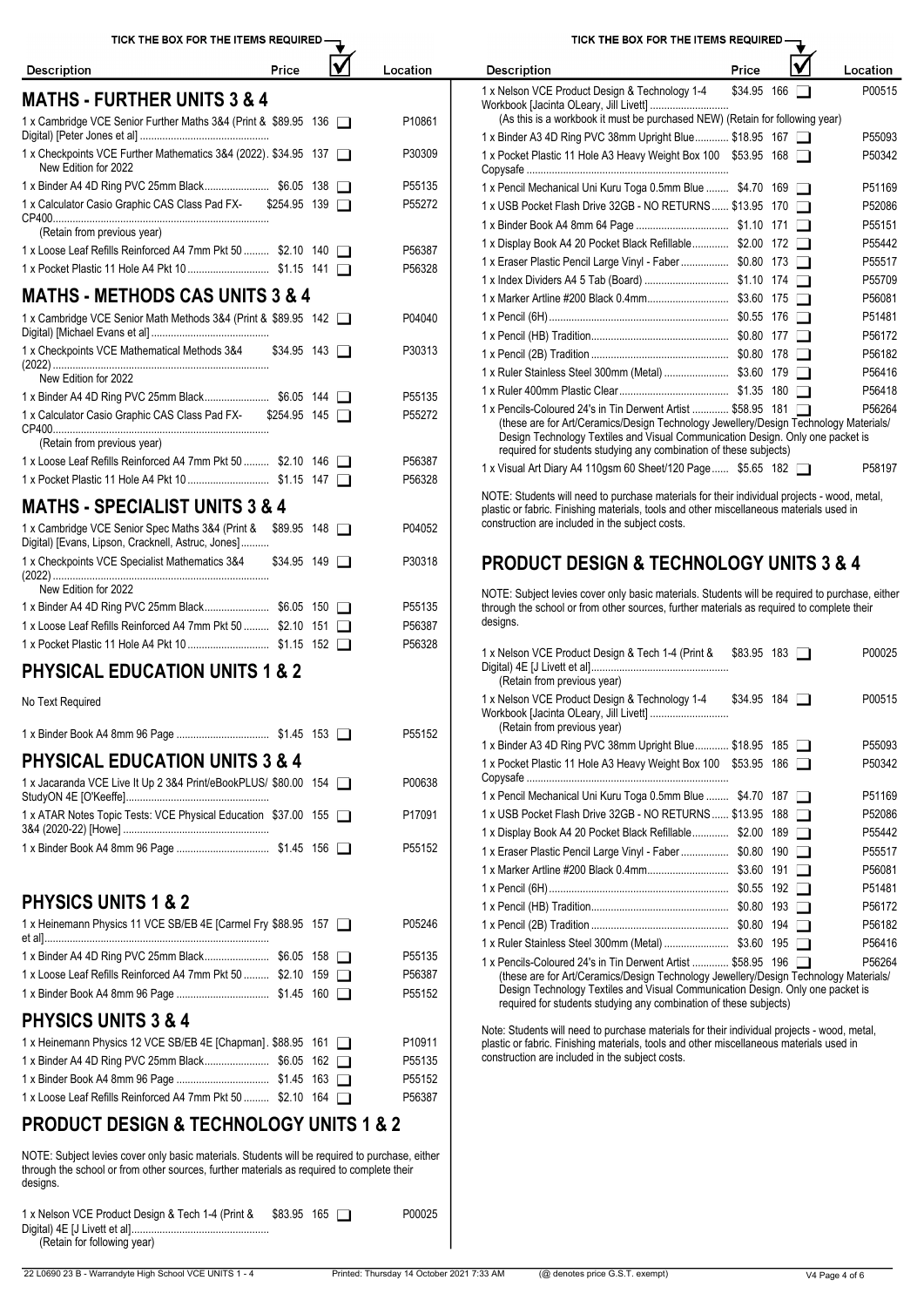## MATHS - FURTHER UNITS 3 & 4

| Description | Price | No. | Location |
|---|---|---|---|
| 1 x Cambridge VCE Senior Further Maths 3&4 (Print & Digital) [Peter Jones et al] | $89.95 | 136 | P10861 |
| 1 x Checkpoints VCE Further Mathematics 3&4 (2022). New Edition for 2022 | $34.95 | 137 | P30309 |
| 1 x Binder A4 4D Ring PVC 25mm Black | $6.05 | 138 | P55135 |
| 1 x Calculator Casio Graphic CAS Class Pad FX-CP400 (Retain from previous year) | $254.95 | 139 | P55272 |
| 1 x Loose Leaf Refills Reinforced A4 7mm Pkt 50 | $2.10 | 140 | P56387 |
| 1 x Pocket Plastic 11 Hole A4 Pkt 10 | $1.15 | 141 | P56328 |

## MATHS - METHODS CAS UNITS 3 & 4

| Description | Price | No. | Location |
|---|---|---|---|
| 1 x Cambridge VCE Senior Math Methods 3&4 (Print & Digital) [Michael Evans et al] | $89.95 | 142 | P04040 |
| 1 x Checkpoints VCE Mathematical Methods 3&4 (2022) New Edition for 2022 | $34.95 | 143 | P30313 |
| 1 x Binder A4 4D Ring PVC 25mm Black | $6.05 | 144 | P55135 |
| 1 x Calculator Casio Graphic CAS Class Pad FX-CP400 (Retain from previous year) | $254.95 | 145 | P55272 |
| 1 x Loose Leaf Refills Reinforced A4 7mm Pkt 50 | $2.10 | 146 | P56387 |
| 1 x Pocket Plastic 11 Hole A4 Pkt 10 | $1.15 | 147 | P56328 |

## MATHS - SPECIALIST UNITS 3 & 4

| Description | Price | No. | Location |
|---|---|---|---|
| 1 x Cambridge VCE Senior Spec Maths 3&4 (Print & Digital) [Evans, Lipson, Cracknell, Astruc, Jones] | $89.95 | 148 | P04052 |
| 1 x Checkpoints VCE Specialist Mathematics 3&4 (2022) New Edition for 2022 | $34.95 | 149 | P30318 |
| 1 x Binder A4 4D Ring PVC 25mm Black | $6.05 | 150 | P55135 |
| 1 x Loose Leaf Refills Reinforced A4 7mm Pkt 50 | $2.10 | 151 | P56387 |
| 1 x Pocket Plastic 11 Hole A4 Pkt 10 | $1.15 | 152 | P56328 |

## PHYSICAL EDUCATION UNITS 1 & 2

No Text Required

| Description | Price | No. | Location |
|---|---|---|---|
| 1 x Binder Book A4 8mm 96 Page | $1.45 | 153 | P55152 |

## PHYSICAL EDUCATION UNITS 3 & 4

| Description | Price | No. | Location |
|---|---|---|---|
| 1 x Jacaranda VCE Live It Up 2 3&4 Print/eBookPLUS/StudyON 4E [O'Keeffe] | $80.00 | 154 | P00638 |
| 1 x ATAR Notes Topic Tests: VCE Physical Education 3&4 (2020-22) [Howe] | $37.00 | 155 | P17091 |
| 1 x Binder Book A4 8mm 96 Page | $1.45 | 156 | P55152 |

## PHYSICS UNITS 1 & 2

| Description | Price | No. | Location |
|---|---|---|---|
| 1 x Heinemann Physics 11 VCE SB/EB 4E [Carmel Fry et al] | $88.95 | 157 | P05246 |
| 1 x Binder A4 4D Ring PVC 25mm Black | $6.05 | 158 | P55135 |
| 1 x Loose Leaf Refills Reinforced A4 7mm Pkt 50 | $2.10 | 159 | P56387 |
| 1 x Binder Book A4 8mm 96 Page | $1.45 | 160 | P55152 |

## PHYSICS UNITS 3 & 4

| Description | Price | No. | Location |
|---|---|---|---|
| 1 x Heinemann Physics 12 VCE SB/EB 4E [Chapman] | $88.95 | 161 | P10911 |
| 1 x Binder A4 4D Ring PVC 25mm Black | $6.05 | 162 | P55135 |
| 1 x Binder Book A4 8mm 96 Page | $1.45 | 163 | P55152 |
| 1 x Loose Leaf Refills Reinforced A4 7mm Pkt 50 | $2.10 | 164 | P56387 |

## PRODUCT DESIGN & TECHNOLOGY UNITS 1 & 2

NOTE: Subject levies cover only basic materials. Students will be required to purchase, either through the school or from other sources, further materials as required to complete their designs.

| Description | Price | No. | Location |
|---|---|---|---|
| 1 x Nelson VCE Product Design & Tech 1-4 (Print & Digital) 4E [J Livett et al] (Retain for following year) | $83.95 | 165 | P00025 |
| 1 x Nelson VCE Product Design & Technology 1-4 Workbook [Jacinta OLeary, Jill Livett] (As this is a workbook it must be purchased NEW) (Retain for following year) | $34.95 | 166 | P00515 |
| 1 x Binder A3 4D Ring PVC 38mm Upright Blue | $18.95 | 167 | P55093 |
| 1 x Pocket Plastic 11 Hole A3 Heavy Weight Box 100 Copysafe | $53.95 | 168 | P50342 |
| 1 x Pencil Mechanical Uni Kuru Toga 0.5mm Blue | $4.70 | 169 | P51169 |
| 1 x USB Pocket Flash Drive 32GB - NO RETURNS | $13.95 | 170 | P52086 |
| 1 x Binder Book A4 8mm 64 Page | $1.10 | 171 | P55151 |
| 1 x Display Book A4 20 Pocket Black Refillable | $2.00 | 172 | P55442 |
| 1 x Eraser Plastic Pencil Large Vinyl - Faber | $0.80 | 173 | P55517 |
| 1 x Index Dividers A4 5 Tab (Board) | $1.10 | 174 | P55709 |
| 1 x Marker Artline #200 Black 0.4mm | $3.60 | 175 | P56081 |
| 1 x Pencil (6H) | $0.55 | 176 | P51481 |
| 1 x Pencil (HB) Tradition | $0.80 | 177 | P56172 |
| 1 x Pencil (2B) Tradition | $0.80 | 178 | P56182 |
| 1 x Ruler Stainless Steel 300mm (Metal) | $3.60 | 179 | P56416 |
| 1 x Ruler 400mm Plastic Clear | $1.35 | 180 | P56418 |
| 1 x Pencils-Coloured 24's in Tin Derwent Artist (these are for Art/Ceramics/Design Technology Jewellery/Design Technology Materials/ Design Technology Textiles and Visual Communication Design. Only one packet is required for students studying any combination of these subjects) | $58.95 | 181 | P56264 |
| 1 x Visual Art Diary A4 110gsm 60 Sheet/120 Page | $5.65 | 182 | P58197 |

NOTE: Students will need to purchase materials for their individual projects - wood, metal, plastic or fabric. Finishing materials, tools and other miscellaneous materials used in construction are included in the subject costs.

## PRODUCT DESIGN & TECHNOLOGY UNITS 3 & 4

NOTE: Subject levies cover only basic materials. Students will be required to purchase, either through the school or from other sources, further materials as required to complete their designs.

| Description | Price | No. | Location |
|---|---|---|---|
| 1 x Nelson VCE Product Design & Tech 1-4 (Print & Digital) 4E [J Livett et al] (Retain from previous year) | $83.95 | 183 | P00025 |
| 1 x Nelson VCE Product Design & Technology 1-4 Workbook [Jacinta OLeary, Jill Livett] (Retain from previous year) | $34.95 | 184 | P00515 |
| 1 x Binder A3 4D Ring PVC 38mm Upright Blue | $18.95 | 185 | P55093 |
| 1 x Pocket Plastic 11 Hole A3 Heavy Weight Box 100 Copysafe | $53.95 | 186 | P50342 |
| 1 x Pencil Mechanical Uni Kuru Toga 0.5mm Blue | $4.70 | 187 | P51169 |
| 1 x USB Pocket Flash Drive 32GB - NO RETURNS | $13.95 | 188 | P52086 |
| 1 x Display Book A4 20 Pocket Black Refillable | $2.00 | 189 | P55442 |
| 1 x Eraser Plastic Pencil Large Vinyl - Faber | $0.80 | 190 | P55517 |
| 1 x Marker Artline #200 Black 0.4mm | $3.60 | 191 | P56081 |
| 1 x Pencil (6H) | $0.55 | 192 | P51481 |
| 1 x Pencil (HB) Tradition | $0.80 | 193 | P56172 |
| 1 x Pencil (2B) Tradition | $0.80 | 194 | P56182 |
| 1 x Ruler Stainless Steel 300mm (Metal) | $3.60 | 195 | P56416 |
| 1 x Pencils-Coloured 24's in Tin Derwent Artist (these are for Art/Ceramics/Design Technology Jewellery/Design Technology Materials/ Design Technology Textiles and Visual Communication Design. Only one packet is required for students studying any combination of these subjects) | $58.95 | 196 | P56264 |

Note: Students will need to purchase materials for their individual projects - wood, metal, plastic or fabric. Finishing materials, tools and other miscellaneous materials used in construction are included in the subject costs.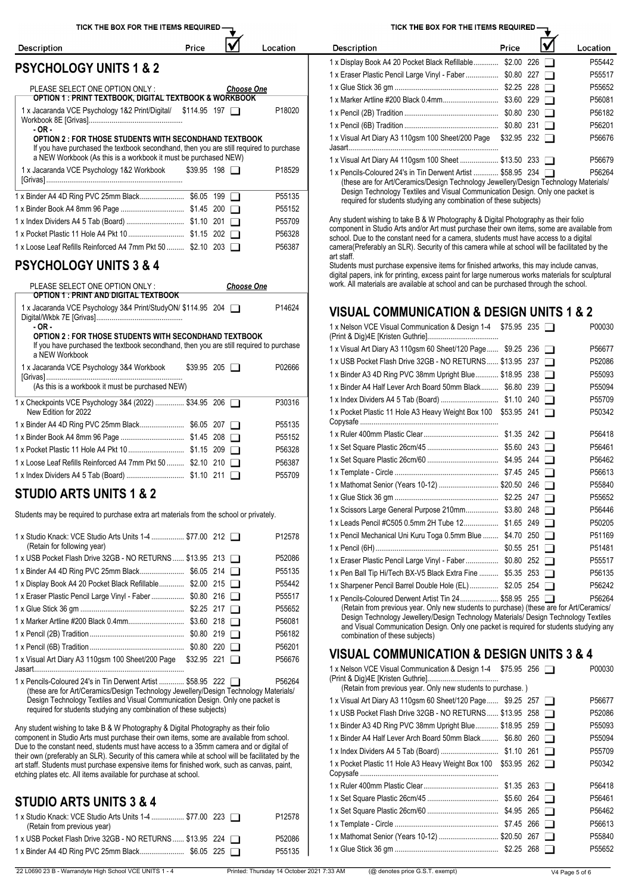TICK THE BOX FOR THE ITEMS REQUIRED

## PSYCHOLOGY UNITS 1 & 2

PLEASE SELECT ONE OPTION ONLY : *Choose One*

**OPTION 1 : PRINT TEXTBOOK, DIGITAL TEXTBOOK & WORKBOOK**

| Description | Price | | ☑ | Location |
|---|---|---|---|---|
| 1 x Jacaranda VCE Psychology 1&2 Print/Digital/ Workbook 8E [Grivas] | $114.95 | 197 | ❏ | P18020 |

**- OR -**

**OPTION 2 : FOR THOSE STUDENTS WITH SECONDHAND TEXTBOOK**

If you have purchased the textbook secondhand, then you are still required to purchase a NEW Workbook (As this is a workbook it must be purchased NEW)

| Description | Price | | ☑ | Location |
|---|---|---|---|---|
| 1 x Jacaranda VCE Psychology 1&2 Workbook [Grivas] | $39.95 | 198 | ❏ | P18529 |
| 1 x Binder A4 4D Ring PVC 25mm Black | $6.05 | 199 | ❏ | P55135 |
| 1 x Binder Book A4 8mm 96 Page | $1.45 | 200 | ❏ | P55152 |
| 1 x Index Dividers A4 5 Tab (Board) | $1.10 | 201 | ❏ | P55709 |
| 1 x Pocket Plastic 11 Hole A4 Pkt 10 | $1.15 | 202 | ❏ | P56328 |
| 1 x Loose Leaf Refills Reinforced A4 7mm Pkt 50 | $2.10 | 203 | ❏ | P56387 |

## PSYCHOLOGY UNITS 3 & 4

PLEASE SELECT ONE OPTION ONLY : *Choose One*

**OPTION 1 : PRINT AND DIGITAL TEXTBOOK**

| Description | Price | | ☑ | Location |
|---|---|---|---|---|
| 1 x Jacaranda VCE Psychology 3&4 Print/StudyON/ Digital/Wkbk 7E [Grivas] | $114.95 | 204 | ❏ | P14624 |

**- OR -**

**OPTION 2 : FOR THOSE STUDENTS WITH SECONDHAND TEXTBOOK**

If you have purchased the textbook secondhand, then you are still required to purchase a NEW Workbook

| Description | Price | | ☑ | Location |
|---|---|---|---|---|
| 1 x Jacaranda VCE Psychology 3&4 Workbook [Grivas] (As this is a workbook it must be purchased NEW) | $39.95 | 205 | ❏ | P02666 |
| 1 x Checkpoints VCE Psychology 3&4 (2022) New Edition for 2022 | $34.95 | 206 | ❏ | P30316 |
| 1 x Binder A4 4D Ring PVC 25mm Black | $6.05 | 207 | ❏ | P55135 |
| 1 x Binder Book A4 8mm 96 Page | $1.45 | 208 | ❏ | P55152 |
| 1 x Pocket Plastic 11 Hole A4 Pkt 10 | $1.15 | 209 | ❏ | P56328 |
| 1 x Loose Leaf Refills Reinforced A4 7mm Pkt 50 | $2.10 | 210 | ❏ | P56387 |
| 1 x Index Dividers A4 5 Tab (Board) | $1.10 | 211 | ❏ | P55709 |

## STUDIO ARTS UNITS 1 & 2

Students may be required to purchase extra art materials from the school or privately.

| Description | Price | | ☑ | Location |
|---|---|---|---|---|
| 1 x Studio Knack: VCE Studio Arts Units 1-4 (Retain for following year) | $77.00 | 212 | ❏ | P12578 |
| 1 x USB Pocket Flash Drive 32GB - NO RETURNS | $13.95 | 213 | ❏ | P52086 |
| 1 x Binder A4 4D Ring PVC 25mm Black | $6.05 | 214 | ❏ | P55135 |
| 1 x Display Book A4 20 Pocket Black Refillable | $2.00 | 215 | ❏ | P55442 |
| 1 x Eraser Plastic Pencil Large Vinyl - Faber | $0.80 | 216 | ❏ | P55517 |
| 1 x Glue Stick 36 gm | $2.25 | 217 | ❏ | P55652 |
| 1 x Marker Artline #200 Black 0.4mm | $3.60 | 218 | ❏ | P56081 |
| 1 x Pencil (2B) Tradition | $0.80 | 219 | ❏ | P56182 |
| 1 x Pencil (6B) Tradition | $0.80 | 220 | ❏ | P56201 |
| 1 x Visual Art Diary A3 110gsm 100 Sheet/200 Page Jasart | $32.95 | 221 | ❏ | P56676 |
| 1 x Pencils-Coloured 24's in Tin Derwent Artist (these are for Art/Ceramics/Design Technology Jewellery/Design Technology Materials/ Design Technology Textiles and Visual Communication Design. Only one packet is required for students studying any combination of these subjects) | $58.95 | 222 | ❏ | P56264 |

Any student wishing to take B & W Photography & Digital Photography as their folio component in Studio Arts must purchase their own items, some are available from school. Due to the constant need, students must have access to a 35mm camera and or digital of their own (preferably an SLR). Security of this camera while at school will be facilitated by the art staff. Students must purchase expensive items for finished works, such as canvas, paint, etching plates etc. All items available for purchase at school.

## STUDIO ARTS UNITS 3 & 4

| Description | Price | | ☑ | Location |
|---|---|---|---|---|
| 1 x Studio Knack: VCE Studio Arts Units 1-4 (Retain from previous year) | $77.00 | 223 | ❏ | P12578 |
| 1 x USB Pocket Flash Drive 32GB - NO RETURNS | $13.95 | 224 | ❏ | P52086 |
| 1 x Binder A4 4D Ring PVC 25mm Black | $6.05 | 225 | ❏ | P55135 |
| 1 x Display Book A4 20 Pocket Black Refillable | $2.00 | 226 | ❏ | P55442 |
| 1 x Eraser Plastic Pencil Large Vinyl - Faber | $0.80 | 227 | ❏ | P55517 |
| 1 x Glue Stick 36 gm | $2.25 | 228 | ❏ | P55652 |
| 1 x Marker Artline #200 Black 0.4mm | $3.60 | 229 | ❏ | P56081 |
| 1 x Pencil (2B) Tradition | $0.80 | 230 | ❏ | P56182 |
| 1 x Pencil (6B) Tradition | $0.80 | 231 | ❏ | P56201 |
| 1 x Visual Art Diary A3 110gsm 100 Sheet/200 Page Jasart | $32.95 | 232 | ❏ | P56676 |
| 1 x Visual Art Diary A4 110gsm 100 Sheet | $13.50 | 233 | ❏ | P56679 |
| 1 x Pencils-Coloured 24's in Tin Derwent Artist (these are for Art/Ceramics/Design Technology Jewellery/Design Technology Materials/ Design Technology Textiles and Visual Communication Design. Only one packet is required for students studying any combination of these subjects) | $58.95 | 234 | ❏ | P56264 |

Any student wishing to take B & W Photography & Digital Photography as their folio component in Studio Arts and/or Art must purchase their own items, some are available from school. Due to the constant need for a camera, students must have access to a digital camera(Preferably an SLR). Security of this camera while at school will be facilitated by the art staff.

Students must purchase expensive items for finished artworks, this may include canvas, digital papers, ink for printing, excess paint for large numerous works materials for sculptural work. All materials are available at school and can be purchased through the school.

## VISUAL COMMUNICATION & DESIGN UNITS 1 & 2

| Description | Price | | ☑ | Location |
|---|---|---|---|---|
| 1 x Nelson VCE Visual Communication & Design 1-4 (Print & Dig)4E [Kristen Guthrie] | $75.95 | 235 | ❏ | P00030 |
| 1 x Visual Art Diary A3 110gsm 60 Sheet/120 Page | $9.25 | 236 | ❏ | P56677 |
| 1 x USB Pocket Flash Drive 32GB - NO RETURNS | $13.95 | 237 | ❏ | P52086 |
| 1 x Binder A3 4D Ring PVC 38mm Upright Blue | $18.95 | 238 | ❏ | P55093 |
| 1 x Binder A4 Half Lever Arch Board 50mm Black | $6.80 | 239 | ❏ | P55094 |
| 1 x Index Dividers A4 5 Tab (Board) | $1.10 | 240 | ❏ | P55709 |
| 1 x Pocket Plastic 11 Hole A3 Heavy Weight Box 100 Copysafe | $53.95 | 241 | ❏ | P50342 |
| 1 x Ruler 400mm Plastic Clear | $1.35 | 242 | ❏ | P56418 |
| 1 x Set Square Plastic 26cm/45 | $5.60 | 243 | ❏ | P56461 |
| 1 x Set Square Plastic 26cm/60 | $4.95 | 244 | ❏ | P56462 |
| 1 x Template - Circle | $7.45 | 245 | ❏ | P56613 |
| 1 x Mathomat Senior (Years 10-12) | $20.50 | 246 | ❏ | P55840 |
| 1 x Glue Stick 36 gm | $2.25 | 247 | ❏ | P55652 |
| 1 x Scissors Large General Purpose 210mm | $3.80 | 248 | ❏ | P56446 |
| 1 x Leads Pencil #C505 0.5mm 2H Tube 12 | $1.65 | 249 | ❏ | P50205 |
| 1 x Pencil Mechanical Uni Kuru Toga 0.5mm Blue | $4.70 | 250 | ❏ | P51169 |
| 1 x Pencil (6H) | $0.55 | 251 | ❏ | P51481 |
| 1 x Eraser Plastic Pencil Large Vinyl - Faber | $0.80 | 252 | ❏ | P55517 |
| 1 x Pen Ball Tip Hi/Tech BX-V5 Black Extra Fine | $5.35 | 253 | ❏ | P56135 |
| 1 x Sharpener Pencil Barrel Double Hole (EL) | $2.05 | 254 | ❏ | P56242 |
| 1 x Pencils-Coloured Derwent Artist Tin 24 (Retain from previous year. Only new students to purchase) (these are for Art/Ceramics/ Design Technology Jewellery/Design Technology Materials/ Design Technology Textiles and Visual Communication Design. Only one packet is required for students studying any combination of these subjects) | $58.95 | 255 | ❏ | P56264 |

## VISUAL COMMUNICATION & DESIGN UNITS 3 & 4

| Description | Price | | ☑ | Location |
|---|---|---|---|---|
| 1 x Nelson VCE Visual Communication & Design 1-4 (Print & Dig)4E [Kristen Guthrie] (Retain from previous year. Only new students to purchase. ) | $75.95 | 256 | ❏ | P00030 |
| 1 x Visual Art Diary A3 110gsm 60 Sheet/120 Page | $9.25 | 257 | ❏ | P56677 |
| 1 x USB Pocket Flash Drive 32GB - NO RETURNS | $13.95 | 258 | ❏ | P52086 |
| 1 x Binder A3 4D Ring PVC 38mm Upright Blue | $18.95 | 259 | ❏ | P55093 |
| 1 x Binder A4 Half Lever Arch Board 50mm Black | $6.80 | 260 | ❏ | P55094 |
| 1 x Index Dividers A4 5 Tab (Board) | $1.10 | 261 | ❏ | P55709 |
| 1 x Pocket Plastic 11 Hole A3 Heavy Weight Box 100 Copysafe | $53.95 | 262 | ❏ | P50342 |
| 1 x Ruler 400mm Plastic Clear | $1.35 | 263 | ❏ | P56418 |
| 1 x Set Square Plastic 26cm/45 | $5.60 | 264 | ❏ | P56461 |
| 1 x Set Square Plastic 26cm/60 | $4.95 | 265 | ❏ | P56462 |
| 1 x Template - Circle | $7.45 | 266 | ❏ | P56613 |
| 1 x Mathomat Senior (Years 10-12) | $20.50 | 267 | ❏ | P55840 |
| 1 x Glue Stick 36 gm | $2.25 | 268 | ❏ | P55652 |

(@ denotes price G.S.T. exempt)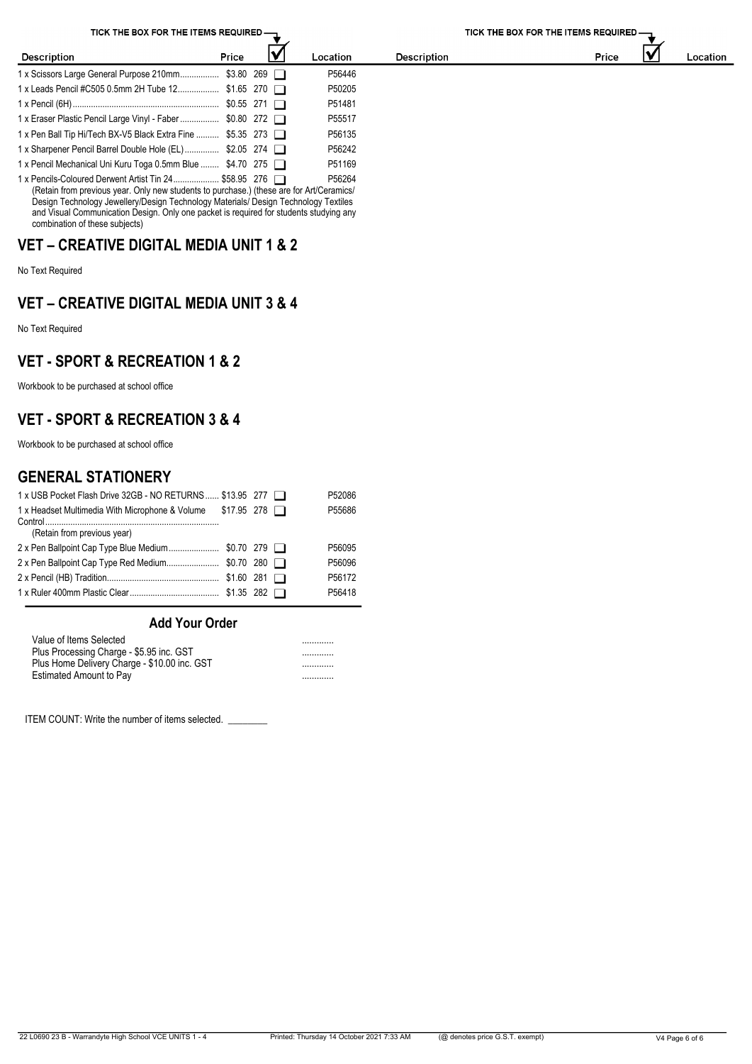| Description | Price | | ☑ | Location |
|---|---|---|---|---|
| 1 x Scissors Large General Purpose 210mm | $3.80 | 269 | ☐ | P56446 |
| 1 x Leads Pencil #C505 0.5mm 2H Tube 12 | $1.65 | 270 | ☐ | P50205 |
| 1 x Pencil (6H) | $0.55 | 271 | ☐ | P51481 |
| 1 x Eraser Plastic Pencil Large Vinyl - Faber | $0.80 | 272 | ☐ | P55517 |
| 1 x Pen Ball Tip Hi/Tech BX-V5 Black Extra Fine | $5.35 | 273 | ☐ | P56135 |
| 1 x Sharpener Pencil Barrel Double Hole (EL) | $2.05 | 274 | ☐ | P56242 |
| 1 x Pencil Mechanical Uni Kuru Toga 0.5mm Blue | $4.70 | 275 | ☐ | P51169 |
| 1 x Pencils-Coloured Derwent Artist Tin 24 | $58.95 | 276 | ☐ | P56264 |

(Retain from previous year. Only new students to purchase.) (these are for Art/Ceramics/ Design Technology Jewellery/Design Technology Materials/ Design Technology Textiles and Visual Communication Design. Only one packet is required for students studying any combination of these subjects)

## VET – CREATIVE DIGITAL MEDIA UNIT 1 & 2

No Text Required

## VET – CREATIVE DIGITAL MEDIA UNIT 3 & 4

No Text Required

## VET - SPORT & RECREATION 1 & 2

Workbook to be purchased at school office

## VET - SPORT & RECREATION 3 & 4

Workbook to be purchased at school office

## GENERAL STATIONERY

| Description | Price | | ☑ | Location |
|---|---|---|---|---|
| 1 x USB Pocket Flash Drive 32GB - NO RETURNS | $13.95 | 277 | ☐ | P52086 |
| 1 x Headset Multimedia With Microphone & Volume Control (Retain from previous year) | $17.95 | 278 | ☐ | P55686 |
| 2 x Pen Ballpoint Cap Type Blue Medium | $0.70 | 279 | ☐ | P56095 |
| 2 x Pen Ballpoint Cap Type Red Medium | $0.70 | 280 | ☐ | P56096 |
| 2 x Pencil (HB) Tradition | $1.60 | 281 | ☐ | P56172 |
| 1 x Ruler 400mm Plastic Clear | $1.35 | 282 | ☐ | P56418 |

### Add Your Order

| | |
|---|---|
| Value of Items Selected | ............ |
| Plus Processing Charge - $5.95 inc. GST | ............ |
| Plus Home Delivery Charge - $10.00 inc. GST | ............ |
| Estimated Amount to Pay | ............ |

ITEM COUNT: Write the number of items selected. ________

22 L0690 23 B - Warrandyte High School VCE UNITS 1 - 4 &nbsp;&nbsp; Printed: Thursday 14 October 2021 7:33 AM &nbsp;&nbsp; (@ denotes price G.S.T. exempt)